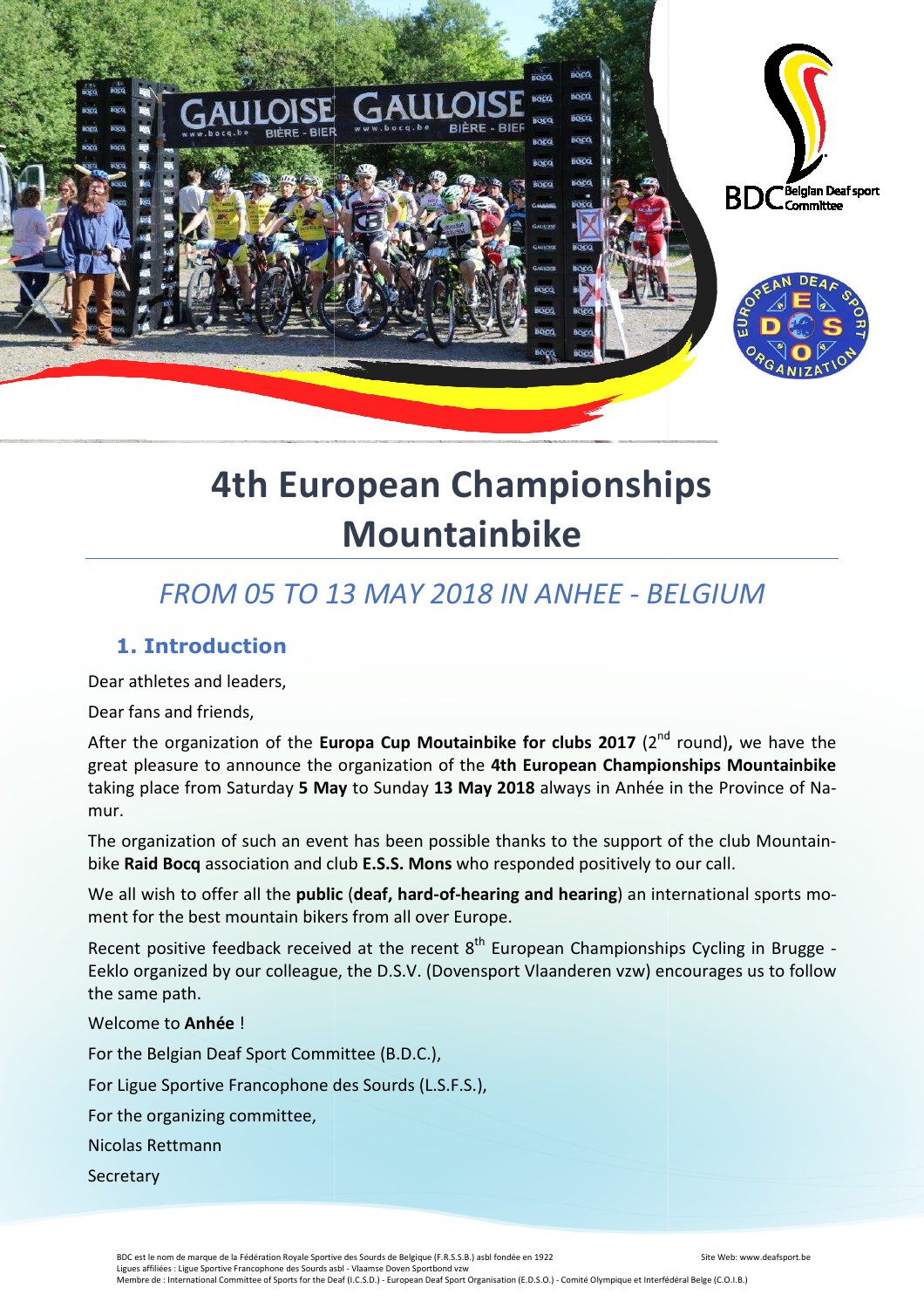# 4th European Championships Mountainbike

*FROM 05 TO 13 MAY 2018 IN ANHEE - BELGIUM*

## 1. Introduction

Dear athletes and leaders,

Dear fans and friends,

After the organization of the **Europa Cup Moutainbike for clubs 2017** (2nd round)**,** we have the great pleasure to announce the organization of the **4th European Championships Mountainbike** taking place from Saturday **5 May** to Sunday **13 May 2018** always in Anhée in the Province of Namur.

The organization of such an event has been possible thanks to the support of the club Mountainbike **Raid Bocq** association and club **E.S.S. Mons** who responded positively to our call.

We all wish to offer all the **public** (**deaf, hard-of-hearing and hearing**) an international sports moment for the best mountain bikers from all over Europe.

Recent positive feedback received at the recent 8th European Championships Cycling in Brugge - Eeklo organized by our colleague, the D.S.V. (Dovensport Vlaanderen vzw) encourages us to follow the same path.

Welcome to **Anhée** !

For the Belgian Deaf Sport Committee (B.D.C.),

For Ligue Sportive Francophone des Sourds (L.S.F.S.),

For the organizing committee,

Nicolas Rettmann

Secretary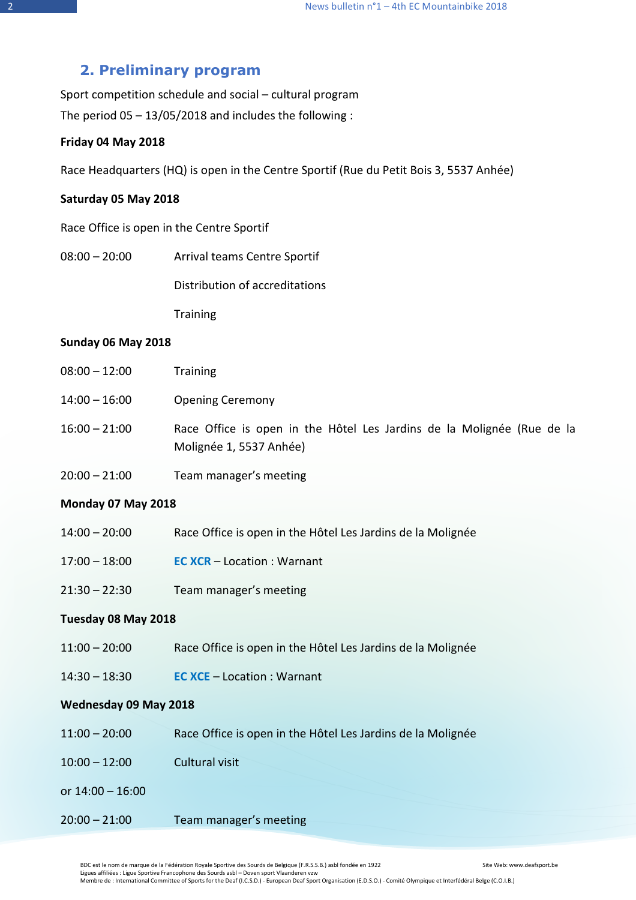## 2. Preliminary program

Sport competition schedule and social – cultural program

The period 05 – 13/05/2018 and includes the following :

**Friday 04 May 2018**

Race Headquarters (HQ) is open in the Centre Sportif (Rue du Petit Bois 3, 5537 Anhée)

**Saturday 05 May 2018**

Race Office is open in the Centre Sportif

| | |
|---|---|
| 08:00 – 20:00 | Arrival teams Centre Sportif |
| | Distribution of accreditations |
| | Training |

**Sunday 06 May 2018**

| | |
|---|---|
| 08:00 – 12:00 | Training |
| 14:00 – 16:00 | Opening Ceremony |
| 16:00 – 21:00 | Race Office is open in the Hôtel Les Jardins de la Molignée (Rue de la Molignée 1, 5537 Anhée) |
| 20:00 – 21:00 | Team manager's meeting |

**Monday 07 May 2018**

| | |
|---|---|
| 14:00 – 20:00 | Race Office is open in the Hôtel Les Jardins de la Molignée |
| 17:00 – 18:00 | EC XCR – Location : Warnant |
| 21:30 – 22:30 | Team manager's meeting |

**Tuesday 08 May 2018**

| | |
|---|---|
| 11:00 – 20:00 | Race Office is open in the Hôtel Les Jardins de la Molignée |
| 14:30 – 18:30 | EC XCE – Location : Warnant |

**Wednesday 09 May 2018**

| | |
|---|---|
| 11:00 – 20:00 | Race Office is open in the Hôtel Les Jardins de la Molignée |
| 10:00 – 12:00 or 14:00 – 16:00 | Cultural visit |
| 20:00 – 21:00 | Team manager's meeting |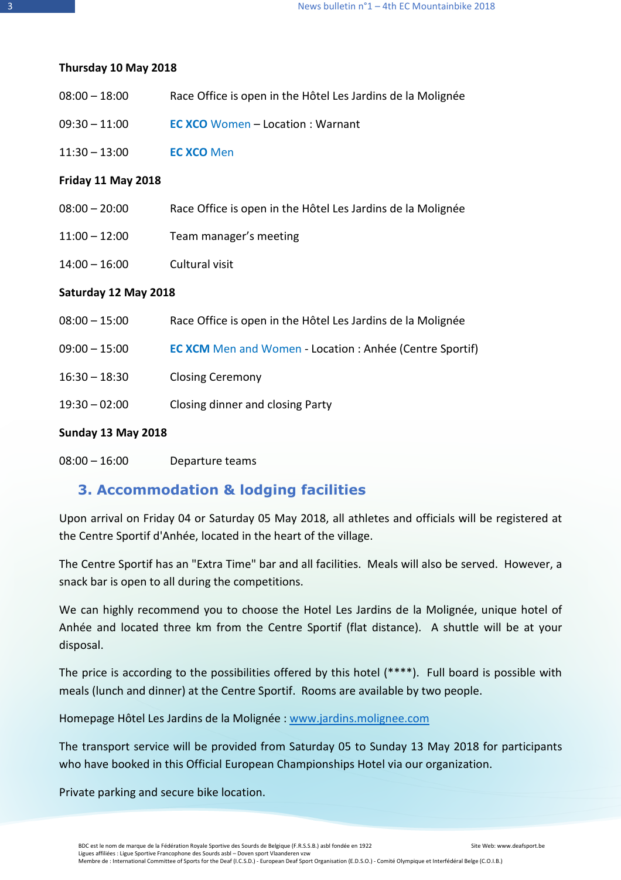**Thursday 10 May 2018**

08:00 – 18:00 Race Office is open in the Hôtel Les Jardins de la Molignée

09:30 – 11:00 **EC XCO** Women – Location : Warnant

11:30 – 13:00 **EC XCO** Men

**Friday 11 May 2018**

08:00 – 20:00 Race Office is open in the Hôtel Les Jardins de la Molignée

11:00 – 12:00 Team manager's meeting

14:00 – 16:00 Cultural visit

**Saturday 12 May 2018**

08:00 – 15:00 Race Office is open in the Hôtel Les Jardins de la Molignée

09:00 – 15:00 **EC XCM** Men and Women - Location : Anhée (Centre Sportif)

16:30 – 18:30 Closing Ceremony

19:30 – 02:00 Closing dinner and closing Party

**Sunday 13 May 2018**

08:00 – 16:00 Departure teams

## 3. Accommodation & lodging facilities

Upon arrival on Friday 04 or Saturday 05 May 2018, all athletes and officials will be registered at the Centre Sportif d'Anhée, located in the heart of the village.

The Centre Sportif has an "Extra Time" bar and all facilities. Meals will also be served. However, a snack bar is open to all during the competitions.

We can highly recommend you to choose the Hotel Les Jardins de la Molignée, unique hotel of Anhée and located three km from the Centre Sportif (flat distance). A shuttle will be at your disposal.

The price is according to the possibilities offered by this hotel (****). Full board is possible with meals (lunch and dinner) at the Centre Sportif. Rooms are available by two people.

Homepage Hôtel Les Jardins de la Molignée : www.jardins.molignee.com

The transport service will be provided from Saturday 05 to Sunday 13 May 2018 for participants who have booked in this Official European Championships Hotel via our organization.

Private parking and secure bike location.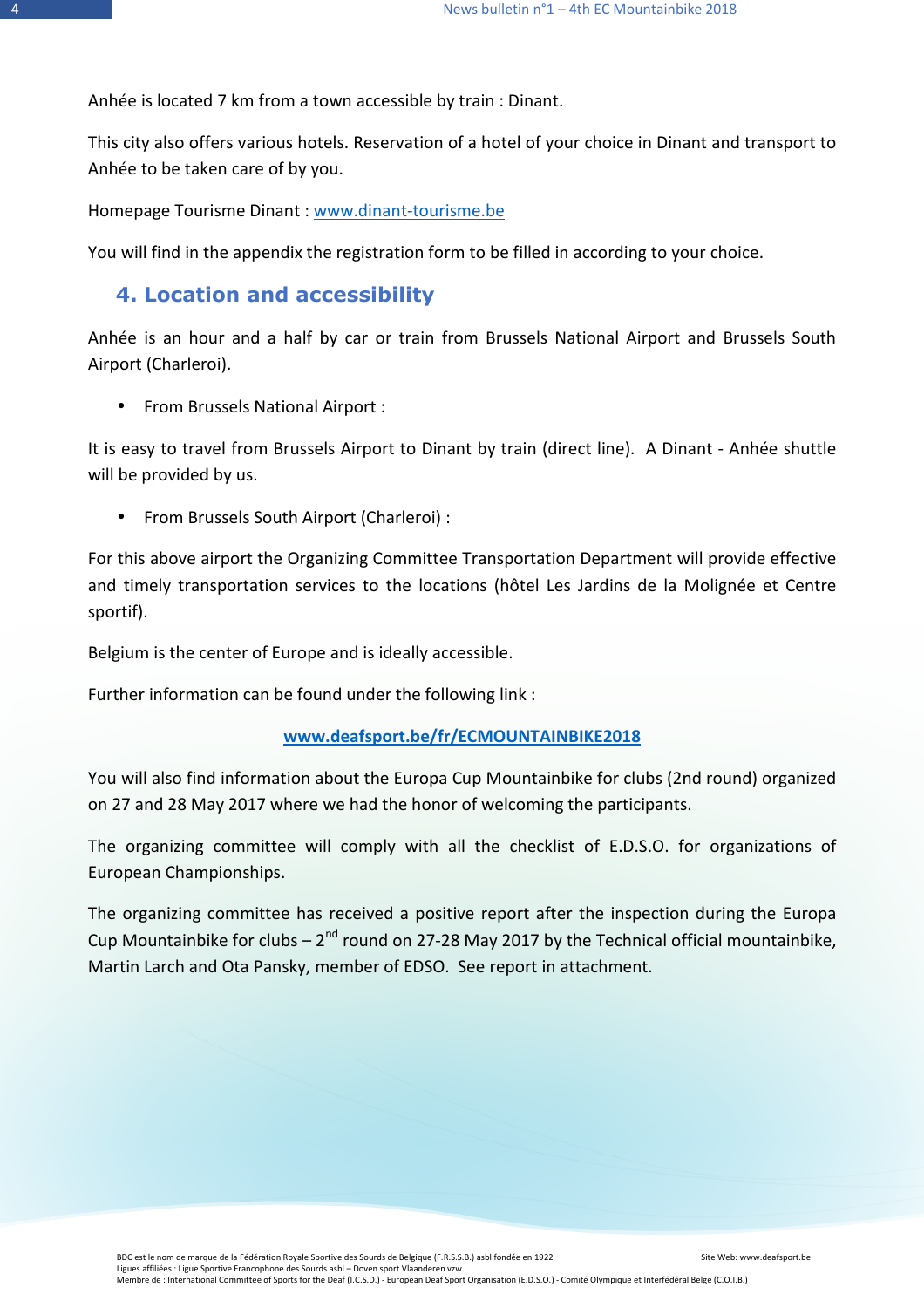Anhée is located 7 km from a town accessible by train : Dinant.

This city also offers various hotels. Reservation of a hotel of your choice in Dinant and transport to Anhée to be taken care of by you.

Homepage Tourisme Dinant : [www.dinant-tourisme.be](http://www.dinant-tourisme.be)

You will find in the appendix the registration form to be filled in according to your choice.

## 4. Location and accessibility

Anhée is an hour and a half by car or train from Brussels National Airport and Brussels South Airport (Charleroi).

- From Brussels National Airport :

It is easy to travel from Brussels Airport to Dinant by train (direct line). A Dinant - Anhée shuttle will be provided by us.

- From Brussels South Airport (Charleroi) :

For this above airport the Organizing Committee Transportation Department will provide effective and timely transportation services to the locations (hôtel Les Jardins de la Molignée et Centre sportif).

Belgium is the center of Europe and is ideally accessible.

Further information can be found under the following link :

**[www.deafsport.be/fr/ECMOUNTAINBIKE2018](http://www.deafsport.be/fr/ECMOUNTAINBIKE2018)**

You will also find information about the Europa Cup Mountainbike for clubs (2nd round) organized on 27 and 28 May 2017 where we had the honor of welcoming the participants.

The organizing committee will comply with all the checklist of E.D.S.O. for organizations of European Championships.

The organizing committee has received a positive report after the inspection during the Europa Cup Mountainbike for clubs – 2nd round on 27-28 May 2017 by the Technical official mountainbike, Martin Larch and Ota Pansky, member of EDSO. See report in attachment.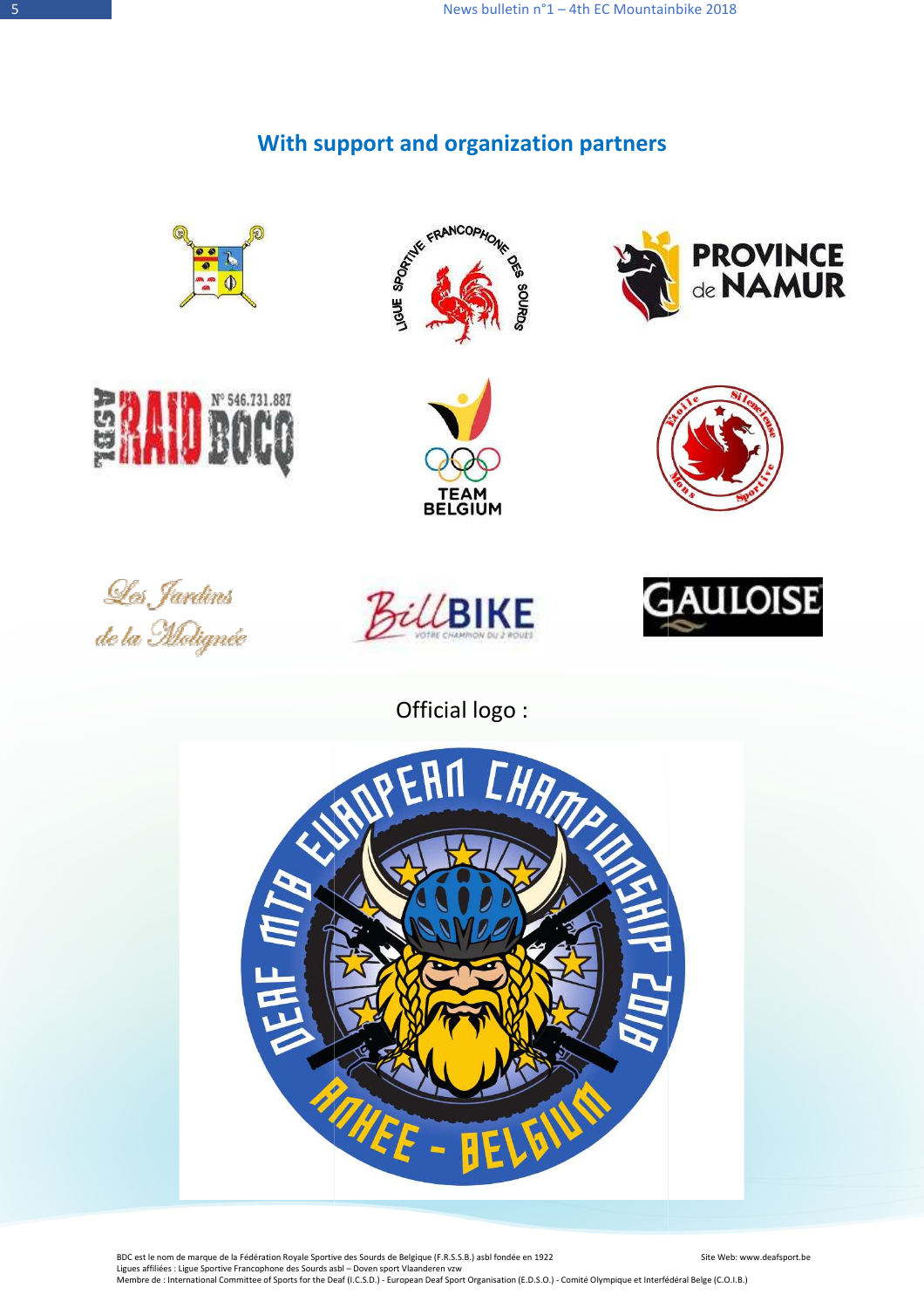## With support and organization partners

Official logo :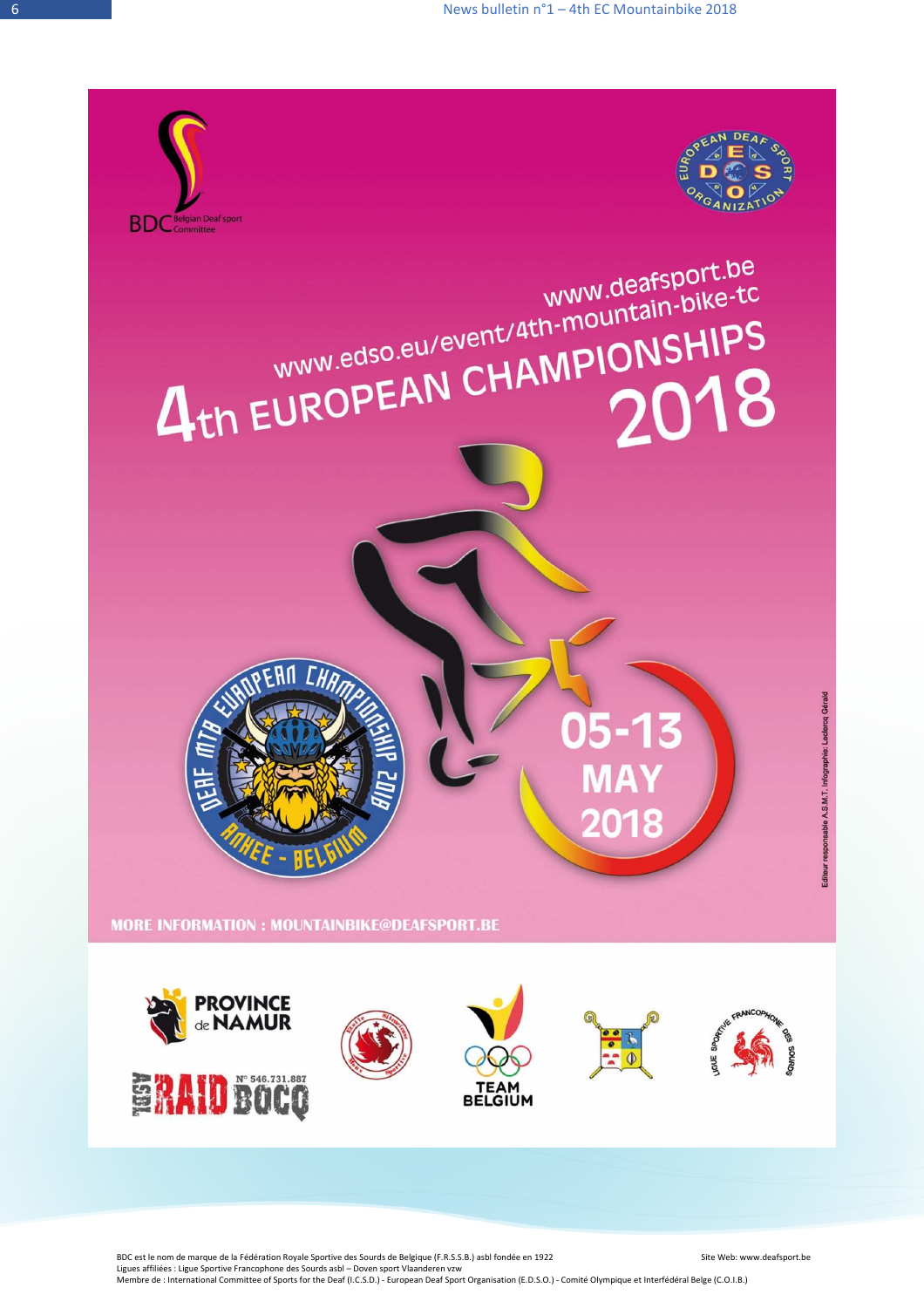BDC Belgian Deaf sport Committee

EUROPEAN DEAF SPORT ORGANIZATION

www.deafsport.be

www.edso.eu/event/4th-mountain-bike-tc

# 4th EUROPEAN CHAMPIONSHIPS 2018

DEAF MTB EUROPEAN CHAMPIONSHIP 2018 – ANHEE - BELGIUM

05-13 MAY 2018

MORE INFORMATION : MOUNTAINBIKE@DEAFSPORT.BE

Editeur responsable A.S.M.T. Infographie: Leclercq Gérald

PROVINCE de NAMUR

ASBL RAID BOCQ N° 546.731.887

TEAM BELGIUM

LIGUE SPORTIVE FRANCOPHONE DES SOURDS

BDC est le nom de marque de la Fédération Royale Sportive des Sourds de Belgique (F.R.S.S.B.) asbl fondée en 1922

Site Web: www.deafsport.be

Ligues affiliées : Ligue Sportive Francophone des Sourds asbl – Doven sport Vlaanderen vzw

Membre de : International Committee of Sports for the Deaf (I.C.S.D.) - European Deaf Sport Organisation (E.D.S.O.) - Comité Olympique et Interfédéral Belge (C.O.I.B.)